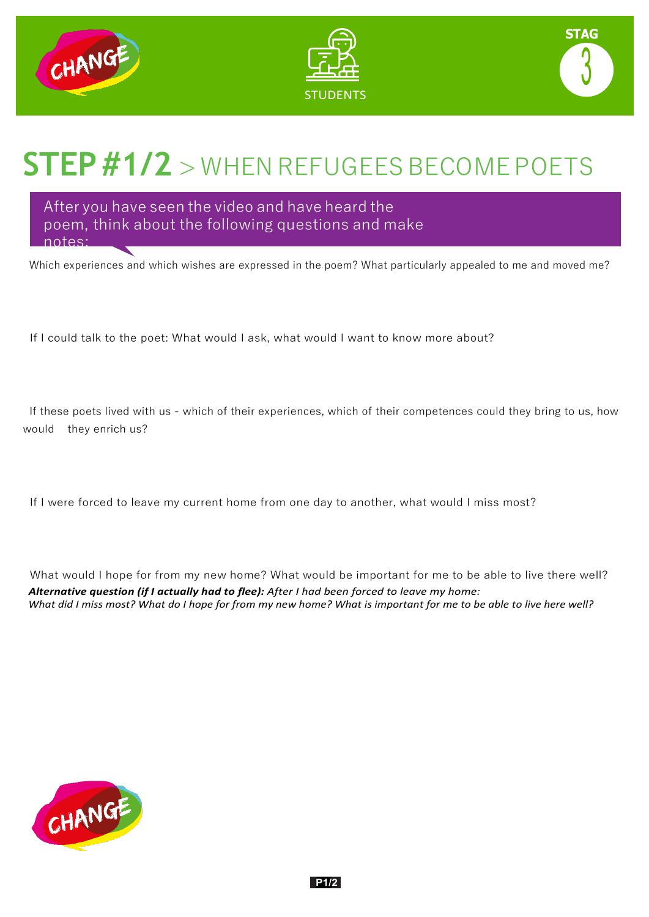CHANGE

STUDENTS

STAG 3

# STEP #1/2 > WHEN REFUGEES BECOME POETS

After you have seen the video and have heard the poem, think about the following questions and make notes:

Which experiences and which wishes are expressed in the poem? What particularly appealed to me and moved me?

If I could talk to the poet: What would I ask, what would I want to know more about?

If these poets lived with us - which of their experiences, which of their competences could they bring to us, how would they enrich us?

If I were forced to leave my current home from one day to another, what would I miss most?

What would I hope for from my new home? What would be important for me to be able to live there well?

***Alternative question (if I actually had to flee):*** *After I had been forced to leave my home: What did I miss most? What do I hope for from my new home? What is important for me to be able to live here well?*

CHANGE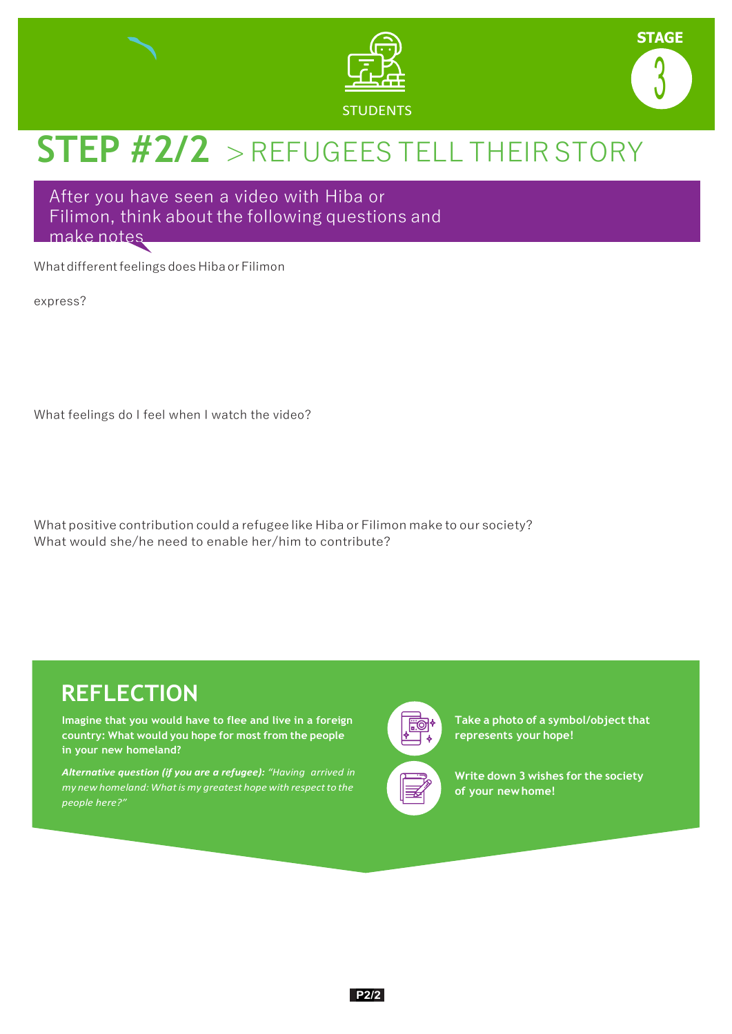STUDENTS

STAGE 3

# STEP #2/2 > REFUGEES TELL THEIR STORY

After you have seen a video with Hiba or Filimon, think about the following questions and make notes

What different feelings does Hiba or Filimon express?

What feelings do I feel when I watch the video?

What positive contribution could a refugee like Hiba or Filimon make to our society? What would she/he need to enable her/him to contribute?

## REFLECTION

**Imagine that you would have to flee and live in a foreign country: What would you hope for most from the people in your new homeland?**

***Alternative question (if you are a refugee):*** *"Having arrived in my new homeland: What is my greatest hope with respect to the people here?"*

**Take a photo of a symbol/object that represents your hope!**

**Write down 3 wishes for the society of your new home!**